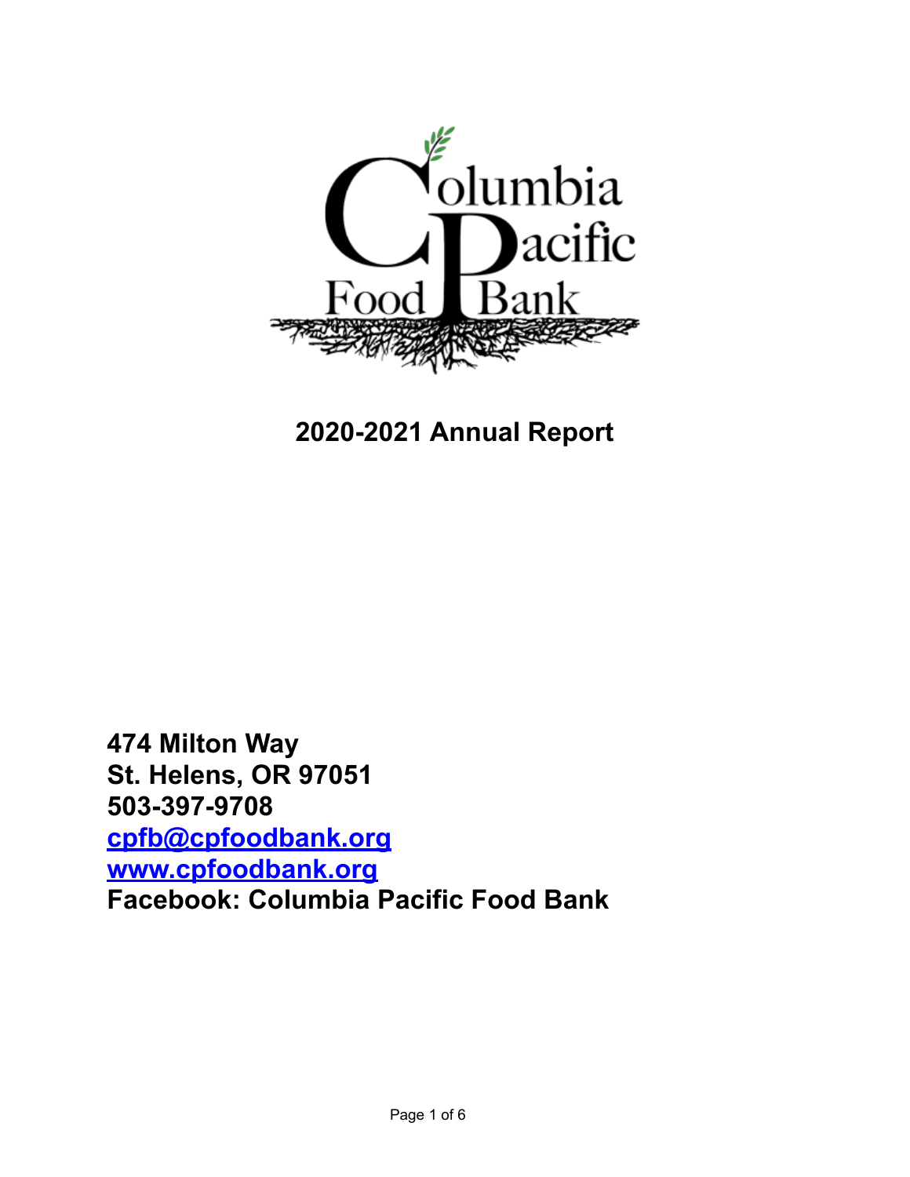# 2020-2021 Annual Report

**474 Milton Way**
**St. Helens, OR 97051**
**503-397-9708**
**[cpfb@cpfoodbank.org](mailto:cpfb@cpfoodbank.org)**
**[www.cpfoodbank.org](http://www.cpfoodbank.org)**
**Facebook: Columbia Pacific Food Bank**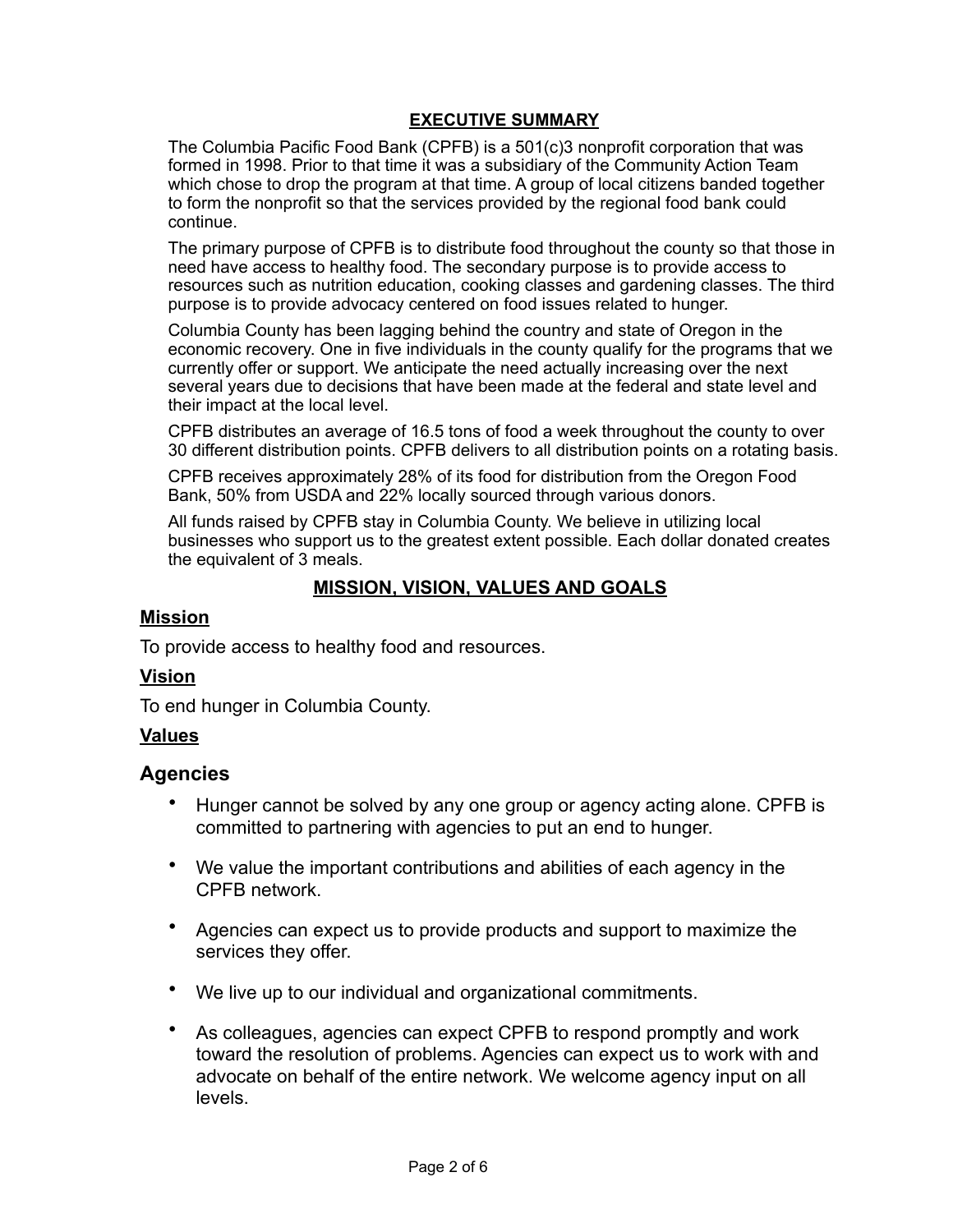## EXECUTIVE SUMMARY

The Columbia Pacific Food Bank (CPFB) is a 501(c)3 nonprofit corporation that was formed in 1998. Prior to that time it was a subsidiary of the Community Action Team which chose to drop the program at that time. A group of local citizens banded together to form the nonprofit so that the services provided by the regional food bank could continue.

The primary purpose of CPFB is to distribute food throughout the county so that those in need have access to healthy food. The secondary purpose is to provide access to resources such as nutrition education, cooking classes and gardening classes. The third purpose is to provide advocacy centered on food issues related to hunger.

Columbia County has been lagging behind the country and state of Oregon in the economic recovery. One in five individuals in the county qualify for the programs that we currently offer or support. We anticipate the need actually increasing over the next several years due to decisions that have been made at the federal and state level and their impact at the local level.

CPFB distributes an average of 16.5 tons of food a week throughout the county to over 30 different distribution points. CPFB delivers to all distribution points on a rotating basis.

CPFB receives approximately 28% of its food for distribution from the Oregon Food Bank, 50% from USDA and 22% locally sourced through various donors.

All funds raised by CPFB stay in Columbia County. We believe in utilizing local businesses who support us to the greatest extent possible. Each dollar donated creates the equivalent of 3 meals.

## MISSION, VISION, VALUES AND GOALS

### Mission

To provide access to healthy food and resources.

### Vision

To end hunger in Columbia County.

### Values

### Agencies

- Hunger cannot be solved by any one group or agency acting alone. CPFB is committed to partnering with agencies to put an end to hunger.
- We value the important contributions and abilities of each agency in the CPFB network.
- Agencies can expect us to provide products and support to maximize the services they offer.
- We live up to our individual and organizational commitments.
- As colleagues, agencies can expect CPFB to respond promptly and work toward the resolution of problems. Agencies can expect us to work with and advocate on behalf of the entire network. We welcome agency input on all levels.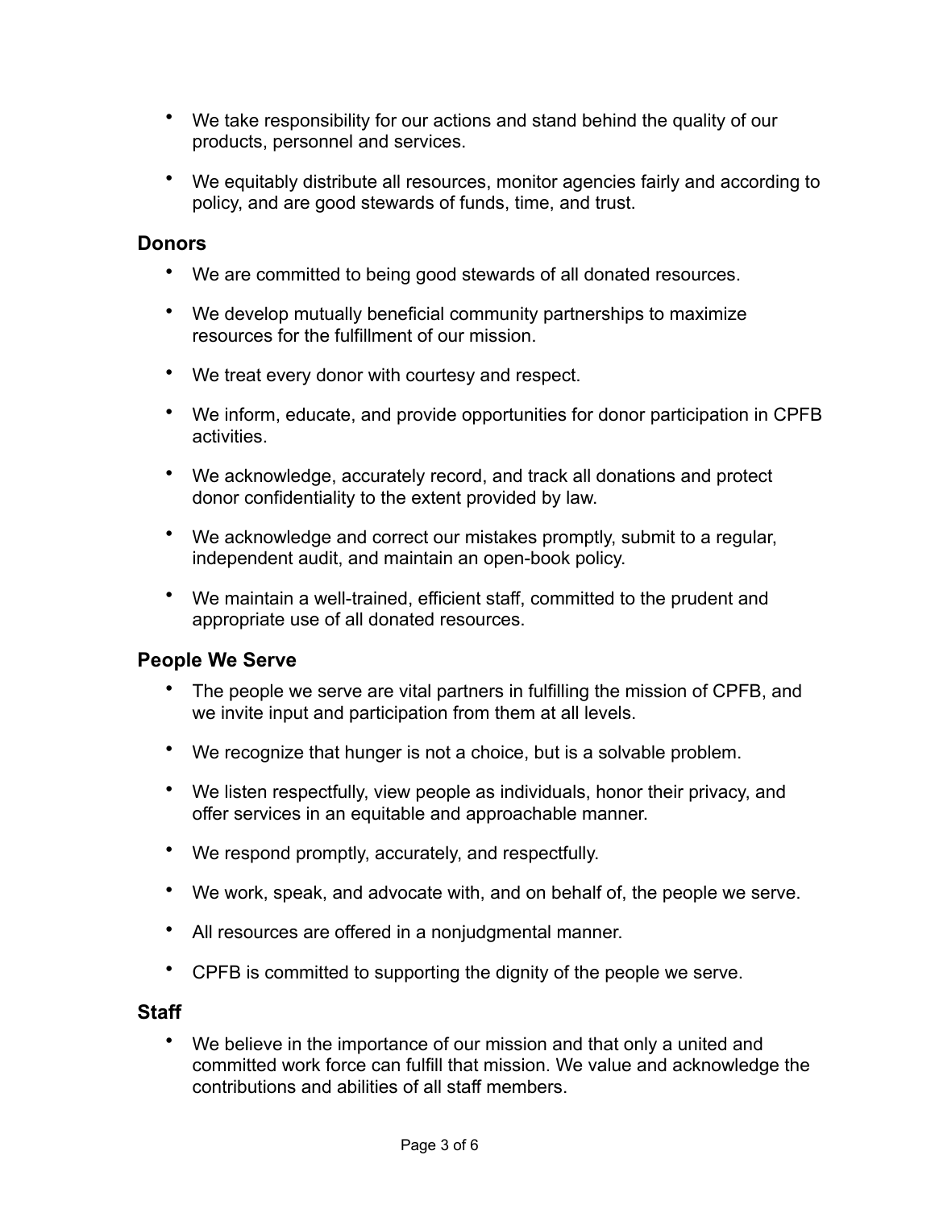- We take responsibility for our actions and stand behind the quality of our products, personnel and services.
- We equitably distribute all resources, monitor agencies fairly and according to policy, and are good stewards of funds, time, and trust.

### Donors

- We are committed to being good stewards of all donated resources.
- We develop mutually beneficial community partnerships to maximize resources for the fulfillment of our mission.
- We treat every donor with courtesy and respect.
- We inform, educate, and provide opportunities for donor participation in CPFB activities.
- We acknowledge, accurately record, and track all donations and protect donor confidentiality to the extent provided by law.
- We acknowledge and correct our mistakes promptly, submit to a regular, independent audit, and maintain an open-book policy.
- We maintain a well-trained, efficient staff, committed to the prudent and appropriate use of all donated resources.

### People We Serve

- The people we serve are vital partners in fulfilling the mission of CPFB, and we invite input and participation from them at all levels.
- We recognize that hunger is not a choice, but is a solvable problem.
- We listen respectfully, view people as individuals, honor their privacy, and offer services in an equitable and approachable manner.
- We respond promptly, accurately, and respectfully.
- We work, speak, and advocate with, and on behalf of, the people we serve.
- All resources are offered in a nonjudgmental manner.
- CPFB is committed to supporting the dignity of the people we serve.

### Staff

- We believe in the importance of our mission and that only a united and committed work force can fulfill that mission. We value and acknowledge the contributions and abilities of all staff members.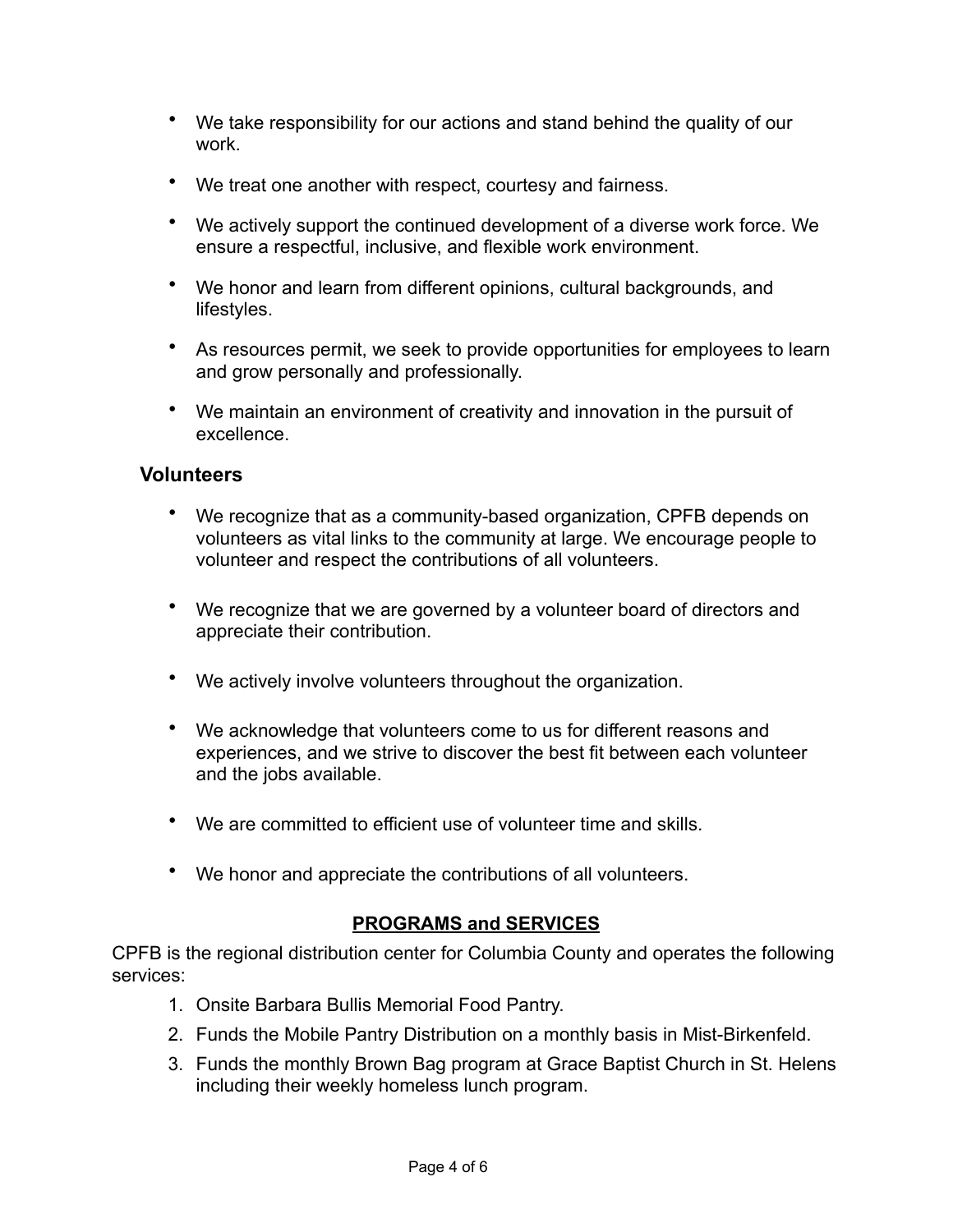- We take responsibility for our actions and stand behind the quality of our work.
- We treat one another with respect, courtesy and fairness.
- We actively support the continued development of a diverse work force. We ensure a respectful, inclusive, and flexible work environment.
- We honor and learn from different opinions, cultural backgrounds, and lifestyles.
- As resources permit, we seek to provide opportunities for employees to learn and grow personally and professionally.
- We maintain an environment of creativity and innovation in the pursuit of excellence.

### Volunteers

- We recognize that as a community-based organization, CPFB depends on volunteers as vital links to the community at large. We encourage people to volunteer and respect the contributions of all volunteers.
- We recognize that we are governed by a volunteer board of directors and appreciate their contribution.
- We actively involve volunteers throughout the organization.
- We acknowledge that volunteers come to us for different reasons and experiences, and we strive to discover the best fit between each volunteer and the jobs available.
- We are committed to efficient use of volunteer time and skills.
- We honor and appreciate the contributions of all volunteers.

## PROGRAMS and SERVICES

CPFB is the regional distribution center for Columbia County and operates the following services:

1. Onsite Barbara Bullis Memorial Food Pantry.
2. Funds the Mobile Pantry Distribution on a monthly basis in Mist-Birkenfeld.
3. Funds the monthly Brown Bag program at Grace Baptist Church in St. Helens including their weekly homeless lunch program.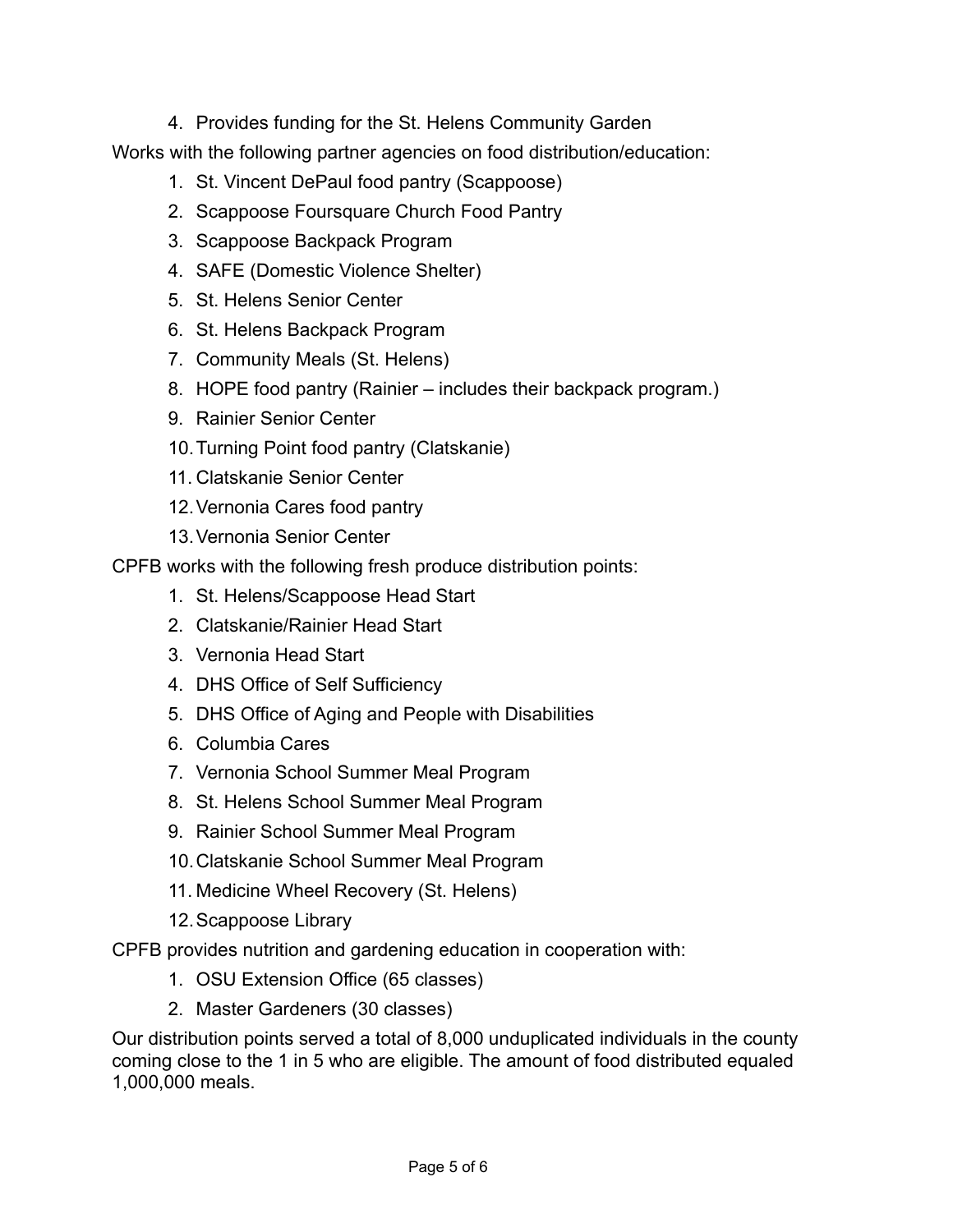4. Provides funding for the St. Helens Community Garden

Works with the following partner agencies on food distribution/education:

1. St. Vincent DePaul food pantry (Scappoose)
2. Scappoose Foursquare Church Food Pantry
3. Scappoose Backpack Program
4. SAFE (Domestic Violence Shelter)
5. St. Helens Senior Center
6. St. Helens Backpack Program
7. Community Meals (St. Helens)
8. HOPE food pantry (Rainier – includes their backpack program.)
9. Rainier Senior Center
10. Turning Point food pantry (Clatskanie)
11. Clatskanie Senior Center
12. Vernonia Cares food pantry
13. Vernonia Senior Center

CPFB works with the following fresh produce distribution points:

1. St. Helens/Scappoose Head Start
2. Clatskanie/Rainier Head Start
3. Vernonia Head Start
4. DHS Office of Self Sufficiency
5. DHS Office of Aging and People with Disabilities
6. Columbia Cares
7. Vernonia School Summer Meal Program
8. St. Helens School Summer Meal Program
9. Rainier School Summer Meal Program
10. Clatskanie School Summer Meal Program
11. Medicine Wheel Recovery (St. Helens)
12. Scappoose Library

CPFB provides nutrition and gardening education in cooperation with:

1. OSU Extension Office (65 classes)
2. Master Gardeners (30 classes)

Our distribution points served a total of 8,000 unduplicated individuals in the county coming close to the 1 in 5 who are eligible. The amount of food distributed equaled 1,000,000 meals.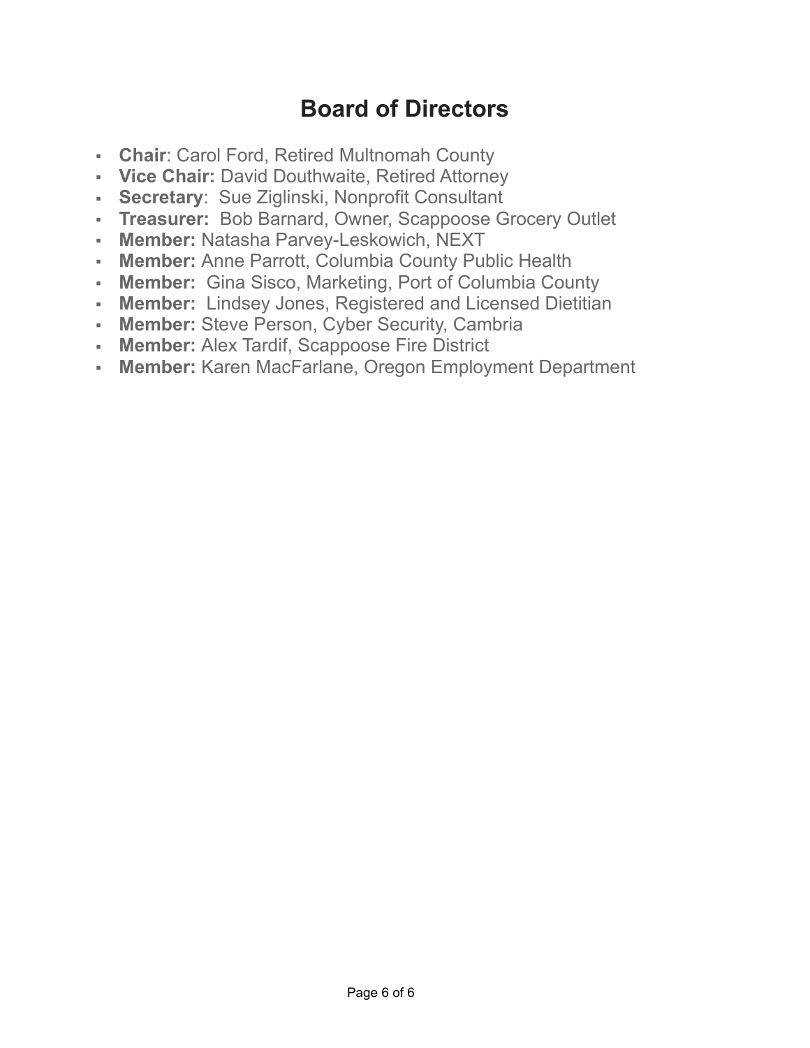# Board of Directors

- **Chair**: Carol Ford, Retired Multnomah County
- **Vice Chair:** David Douthwaite, Retired Attorney
- **Secretary**: Sue Ziglinski, Nonprofit Consultant
- **Treasurer:** Bob Barnard, Owner, Scappoose Grocery Outlet
- **Member:** Natasha Parvey-Leskowich, NEXT
- **Member:** Anne Parrott, Columbia County Public Health
- **Member:** Gina Sisco, Marketing, Port of Columbia County
- **Member:** Lindsey Jones, Registered and Licensed Dietitian
- **Member:** Steve Person, Cyber Security, Cambria
- **Member:** Alex Tardif, Scappoose Fire District
- **Member:** Karen MacFarlane, Oregon Employment Department